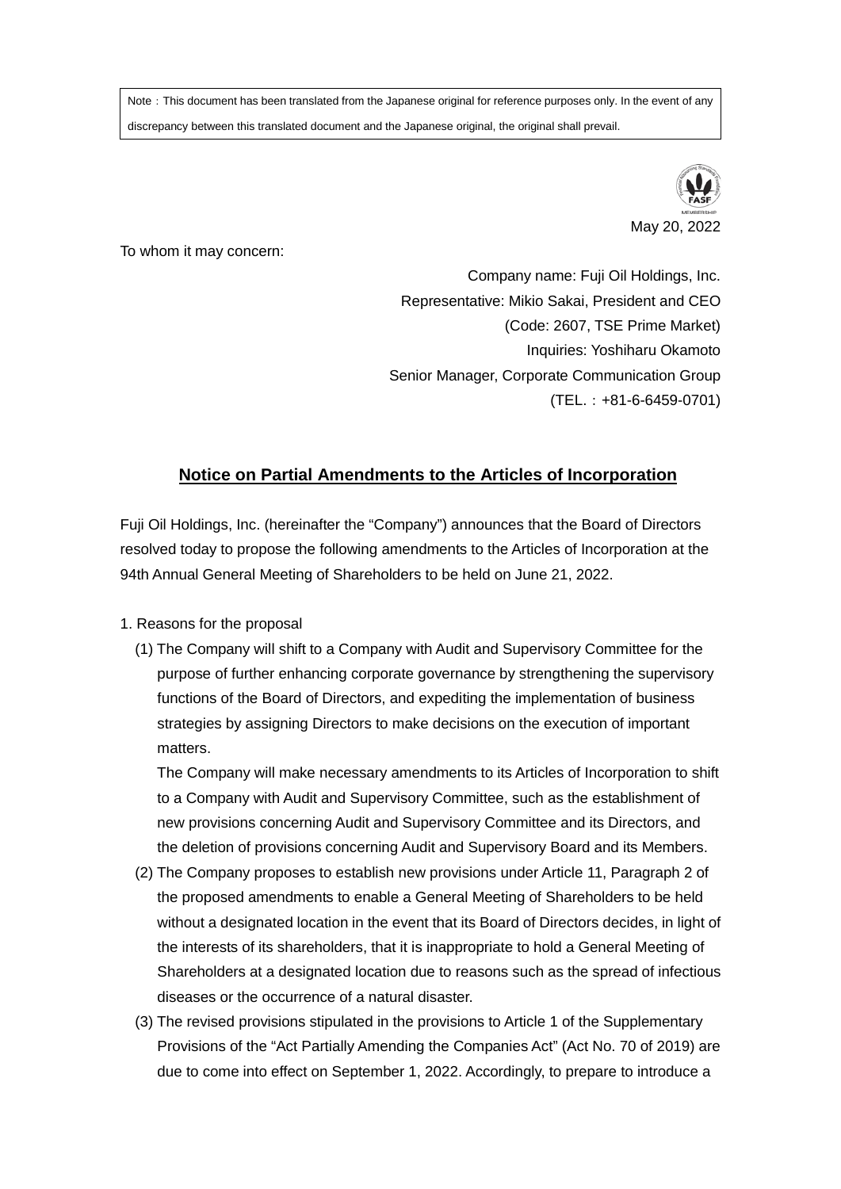Note：This document has been translated from the Japanese original for reference purposes only. In the event of any discrepancy between this translated document and the Japanese original, the original shall prevail.

May 20, 2022

To whom it may concern:

Company name: Fuji Oil Holdings, Inc.
Representative: Mikio Sakai, President and CEO
(Code: 2607, TSE Prime Market)
Inquiries: Yoshiharu Okamoto
Senior Manager, Corporate Communication Group
(TEL.：+81-6-6459-0701)

# Notice on Partial Amendments to the Articles of Incorporation

Fuji Oil Holdings, Inc. (hereinafter the "Company") announces that the Board of Directors resolved today to propose the following amendments to the Articles of Incorporation at the 94th Annual General Meeting of Shareholders to be held on June 21, 2022.

1. Reasons for the proposal

   (1) The Company will shift to a Company with Audit and Supervisory Committee for the purpose of further enhancing corporate governance by strengthening the supervisory functions of the Board of Directors, and expediting the implementation of business strategies by assigning Directors to make decisions on the execution of important matters.

   The Company will make necessary amendments to its Articles of Incorporation to shift to a Company with Audit and Supervisory Committee, such as the establishment of new provisions concerning Audit and Supervisory Committee and its Directors, and the deletion of provisions concerning Audit and Supervisory Board and its Members.

   (2) The Company proposes to establish new provisions under Article 11, Paragraph 2 of the proposed amendments to enable a General Meeting of Shareholders to be held without a designated location in the event that its Board of Directors decides, in light of the interests of its shareholders, that it is inappropriate to hold a General Meeting of Shareholders at a designated location due to reasons such as the spread of infectious diseases or the occurrence of a natural disaster.

   (3) The revised provisions stipulated in the provisions to Article 1 of the Supplementary Provisions of the "Act Partially Amending the Companies Act" (Act No. 70 of 2019) are due to come into effect on September 1, 2022. Accordingly, to prepare to introduce a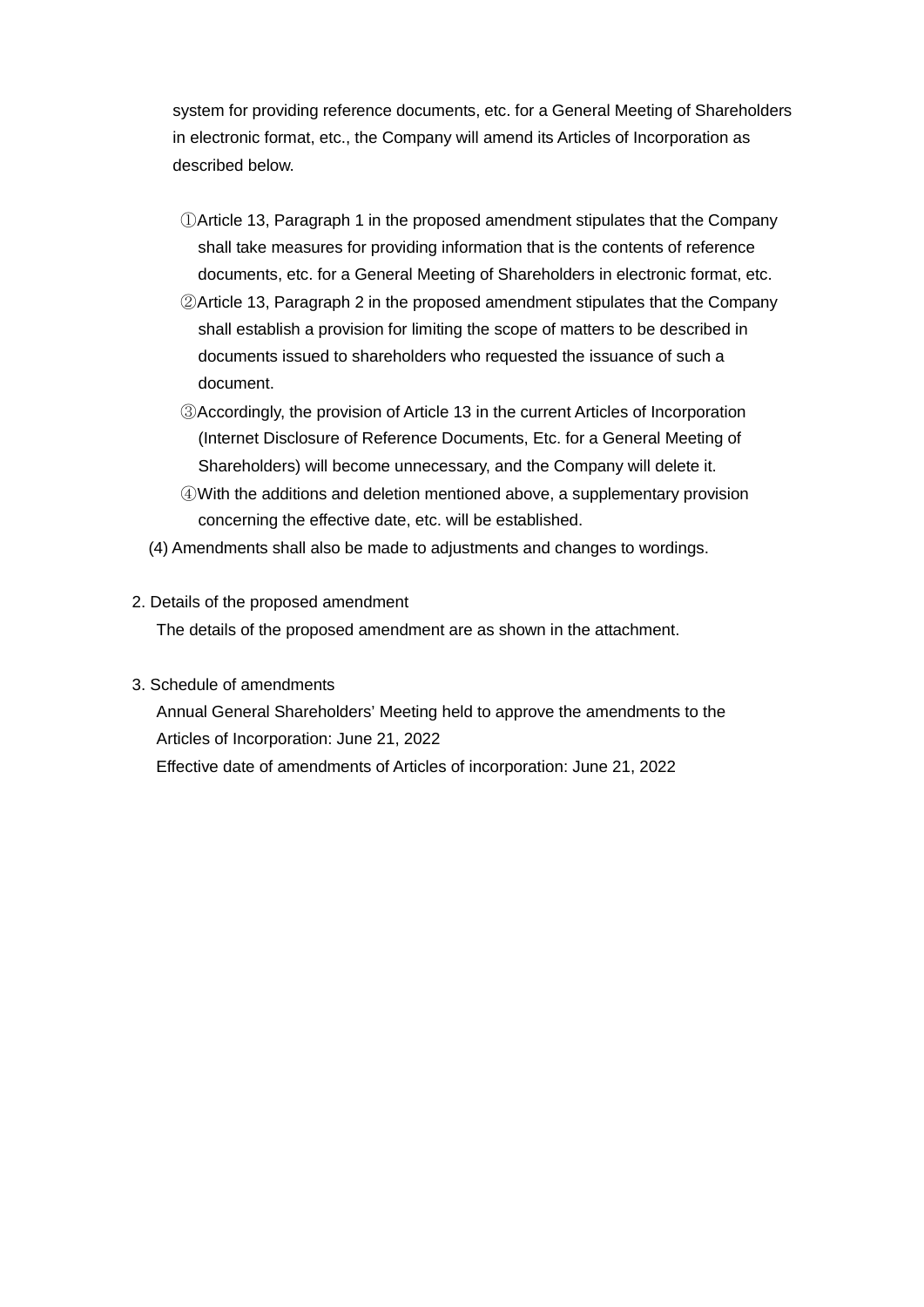system for providing reference documents, etc. for a General Meeting of Shareholders in electronic format, etc., the Company will amend its Articles of Incorporation as described below.

①Article 13, Paragraph 1 in the proposed amendment stipulates that the Company shall take measures for providing information that is the contents of reference documents, etc. for a General Meeting of Shareholders in electronic format, etc.

②Article 13, Paragraph 2 in the proposed amendment stipulates that the Company shall establish a provision for limiting the scope of matters to be described in documents issued to shareholders who requested the issuance of such a document.

③Accordingly, the provision of Article 13 in the current Articles of Incorporation (Internet Disclosure of Reference Documents, Etc. for a General Meeting of Shareholders) will become unnecessary, and the Company will delete it.

④With the additions and deletion mentioned above, a supplementary provision concerning the effective date, etc. will be established.

(4) Amendments shall also be made to adjustments and changes to wordings.

2. Details of the proposed amendment

The details of the proposed amendment are as shown in the attachment.

3. Schedule of amendments

Annual General Shareholders' Meeting held to approve the amendments to the Articles of Incorporation: June 21, 2022

Effective date of amendments of Articles of incorporation: June 21, 2022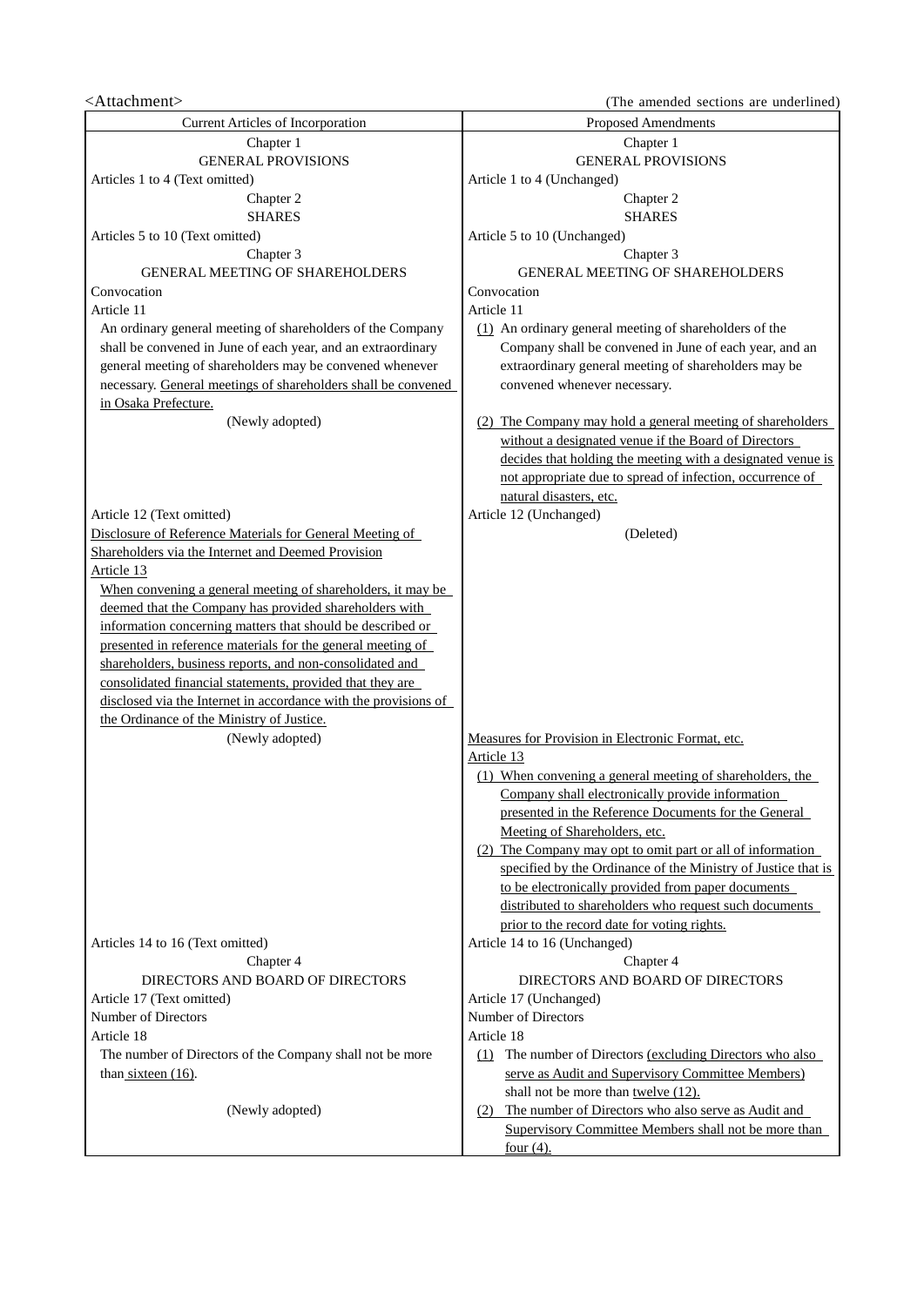<Attachment>

(The amended sections are underlined)

| Current Articles of Incorporation | Proposed Amendments |
|---|---|
| Chapter 1<br>GENERAL PROVISIONS | Chapter 1<br>GENERAL PROVISIONS |
| Articles 1 to 4 (Text omitted) | Article 1 to 4 (Unchanged) |
| Chapter 2<br>SHARES | Chapter 2<br>SHARES |
| Articles 5 to 10 (Text omitted) | Article 5 to 10 (Unchanged) |
| Chapter 3<br>GENERAL MEETING OF SHAREHOLDERS | Chapter 3<br>GENERAL MEETING OF SHAREHOLDERS |
| Convocation<br>Article 11<br>An ordinary general meeting of shareholders of the Company shall be convened in June of each year, and an extraordinary general meeting of shareholders may be convened whenever necessary. General meetings of shareholders shall be convened in Osaka Prefecture. | Convocation<br>Article 11<br>(1) An ordinary general meeting of shareholders of the Company shall be convened in June of each year, and an extraordinary general meeting of shareholders may be convened whenever necessary. |
| (Newly adopted) | (2) The Company may hold a general meeting of shareholders without a designated venue if the Board of Directors decides that holding the meeting with a designated venue is not appropriate due to spread of infection, occurrence of natural disasters, etc. |
| Article 12 (Text omitted) | Article 12 (Unchanged) |
| Disclosure of Reference Materials for General Meeting of Shareholders via the Internet and Deemed Provision<br>Article 13<br>When convening a general meeting of shareholders, it may be deemed that the Company has provided shareholders with information concerning matters that should be described or presented in reference materials for the general meeting of shareholders, business reports, and non-consolidated and consolidated financial statements, provided that they are disclosed via the Internet in accordance with the provisions of the Ordinance of the Ministry of Justice. | (Deleted) |
| (Newly adopted) | Measures for Provision in Electronic Format, etc.<br>Article 13<br>(1) When convening a general meeting of shareholders, the Company shall electronically provide information presented in the Reference Documents for the General Meeting of Shareholders, etc.<br>(2) The Company may opt to omit part or all of information specified by the Ordinance of the Ministry of Justice that is to be electronically provided from paper documents distributed to shareholders who request such documents prior to the record date for voting rights. |
| Articles 14 to 16 (Text omitted) | Article 14 to 16 (Unchanged) |
| Chapter 4<br>DIRECTORS AND BOARD OF DIRECTORS | Chapter 4<br>DIRECTORS AND BOARD OF DIRECTORS |
| Article 17 (Text omitted) | Article 17 (Unchanged) |
| Number of Directors<br>Article 18<br>The number of Directors of the Company shall not be more than sixteen (16). | Number of Directors<br>Article 18<br>(1) The number of Directors (excluding Directors who also serve as Audit and Supervisory Committee Members) shall not be more than twelve (12). |
| (Newly adopted) | (2) The number of Directors who also serve as Audit and Supervisory Committee Members shall not be more than four (4). |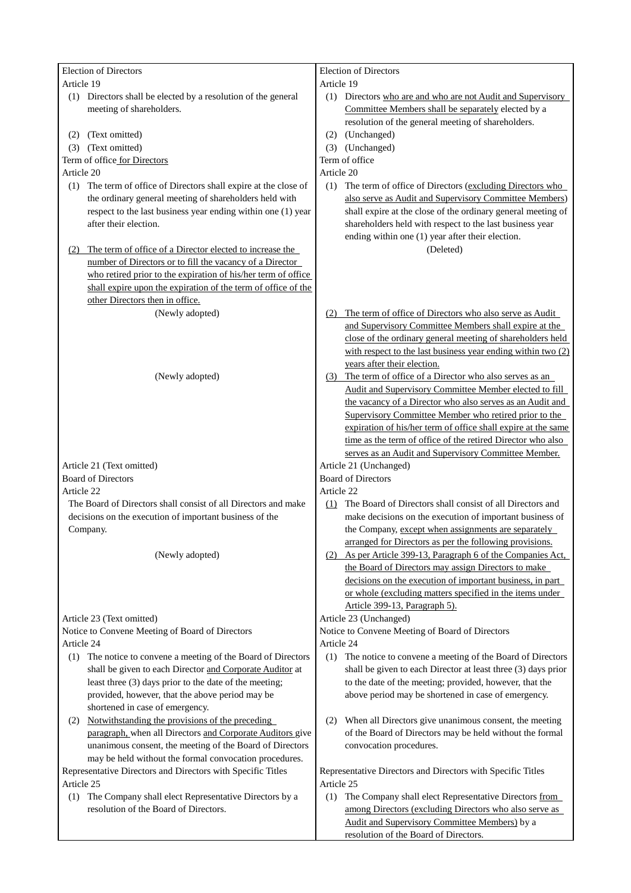| Current Articles | Proposed Amendments |
|---|---|
| Election of Directors<br>Article 19<br>(1) Directors shall be elected by a resolution of the general meeting of shareholders.<br>(2) (Text omitted)<br>(3) (Text omitted) | Election of Directors<br>Article 19<br>(1) Directors who are and who are not Audit and Supervisory Committee Members shall be separately elected by a resolution of the general meeting of shareholders.<br>(2) (Unchanged)<br>(3) (Unchanged) |
| Term of office for Directors<br>Article 20<br>(1) The term of office of Directors shall expire at the close of the ordinary general meeting of shareholders held with respect to the last business year ending within one (1) year after their election. | Term of office<br>Article 20<br>(1) The term of office of Directors (excluding Directors who also serve as Audit and Supervisory Committee Members) shall expire at the close of the ordinary general meeting of shareholders held with respect to the last business year ending within one (1) year after their election. |
| (2) The term of office of a Director elected to increase the number of Directors or to fill the vacancy of a Director who retired prior to the expiration of his/her term of office shall expire upon the expiration of the term of office of the other Directors then in office. | (Deleted) |
| (Newly adopted) | (2) The term of office of Directors who also serve as Audit and Supervisory Committee Members shall expire at the close of the ordinary general meeting of shareholders held with respect to the last business year ending within two (2) years after their election. |
| (Newly adopted) | (3) The term of office of a Director who also serves as an Audit and Supervisory Committee Member elected to fill the vacancy of a Director who also serves as an Audit and Supervisory Committee Member who retired prior to the expiration of his/her term of office shall expire at the same time as the term of office of the retired Director who also serves as an Audit and Supervisory Committee Member. |
| Article 21 (Text omitted) | Article 21 (Unchanged) |
| Board of Directors<br>Article 22<br>The Board of Directors shall consist of all Directors and make decisions on the execution of important business of the Company. | Board of Directors<br>Article 22<br>(1) The Board of Directors shall consist of all Directors and make decisions on the execution of important business of the Company, except when assignments are separately arranged for Directors as per the following provisions. |
| (Newly adopted) | (2) As per Article 399-13, Paragraph 6 of the Companies Act, the Board of Directors may assign Directors to make decisions on the execution of important business, in part or whole (excluding matters specified in the items under Article 399-13, Paragraph 5). |
| Article 23 (Text omitted) | Article 23 (Unchanged) |
| Notice to Convene Meeting of Board of Directors<br>Article 24<br>(1) The notice to convene a meeting of the Board of Directors shall be given to each Director and Corporate Auditor at least three (3) days prior to the date of the meeting; provided, however, that the above period may be shortened in case of emergency.<br>(2) Notwithstanding the provisions of the preceding paragraph, when all Directors and Corporate Auditors give unanimous consent, the meeting of the Board of Directors may be held without the formal convocation procedures. | Notice to Convene Meeting of Board of Directors<br>Article 24<br>(1) The notice to convene a meeting of the Board of Directors shall be given to each Director at least three (3) days prior to the date of the meeting; provided, however, that the above period may be shortened in case of emergency.<br>(2) When all Directors give unanimous consent, the meeting of the Board of Directors may be held without the formal convocation procedures. |
| Representative Directors and Directors with Specific Titles<br>Article 25<br>(1) The Company shall elect Representative Directors by a resolution of the Board of Directors. | Representative Directors and Directors with Specific Titles<br>Article 25<br>(1) The Company shall elect Representative Directors from among Directors (excluding Directors who also serve as Audit and Supervisory Committee Members) by a resolution of the Board of Directors. |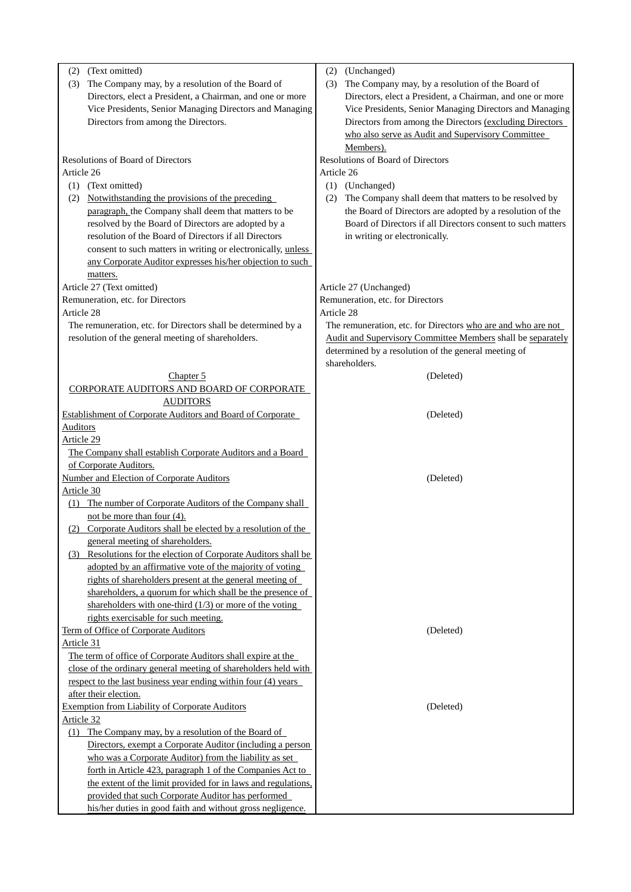| | |
|---|---|
| (2) (Text omitted)<br>(3) The Company may, by a resolution of the Board of Directors, elect a President, a Chairman, and one or more Vice Presidents, Senior Managing Directors and Managing Directors from among the Directors. | (2) (Unchanged)<br>(3) The Company may, by a resolution of the Board of Directors, elect a President, a Chairman, and one or more Vice Presidents, Senior Managing Directors and Managing Directors from among the Directors (excluding Directors who also serve as Audit and Supervisory Committee Members). |
| Resolutions of Board of Directors<br>Article 26<br>(1) (Text omitted)<br>(2) Notwithstanding the provisions of the preceding paragraph, the Company shall deem that matters to be resolved by the Board of Directors are adopted by a resolution of the Board of Directors if all Directors consent to such matters in writing or electronically, unless any Corporate Auditor expresses his/her objection to such matters. | Resolutions of Board of Directors<br>Article 26<br>(1) (Unchanged)<br>(2) The Company shall deem that matters to be resolved by the Board of Directors are adopted by a resolution of the Board of Directors if all Directors consent to such matters in writing or electronically. |
| Article 27 (Text omitted) | Article 27 (Unchanged) |
| Remuneration, etc. for Directors<br>Article 28<br>The remuneration, etc. for Directors shall be determined by a resolution of the general meeting of shareholders. | Remuneration, etc. for Directors<br>Article 28<br>The remuneration, etc. for Directors who are and who are not Audit and Supervisory Committee Members shall be separately determined by a resolution of the general meeting of shareholders. |
| Chapter 5<br>CORPORATE AUDITORS AND BOARD OF CORPORATE AUDITORS | (Deleted) |
| Establishment of Corporate Auditors and Board of Corporate Auditors<br>Article 29<br>The Company shall establish Corporate Auditors and a Board of Corporate Auditors. | (Deleted) |
| Number and Election of Corporate Auditors<br>Article 30<br>(1) The number of Corporate Auditors of the Company shall not be more than four (4).<br>(2) Corporate Auditors shall be elected by a resolution of the general meeting of shareholders.<br>(3) Resolutions for the election of Corporate Auditors shall be adopted by an affirmative vote of the majority of voting rights of shareholders present at the general meeting of shareholders, a quorum for which shall be the presence of shareholders with one-third (1/3) or more of the voting rights exercisable for such meeting. | (Deleted) |
| Term of Office of Corporate Auditors<br>Article 31<br>The term of office of Corporate Auditors shall expire at the close of the ordinary general meeting of shareholders held with respect to the last business year ending within four (4) years after their election. | (Deleted) |
| Exemption from Liability of Corporate Auditors<br>Article 32<br>(1) The Company may, by a resolution of the Board of Directors, exempt a Corporate Auditor (including a person who was a Corporate Auditor) from the liability as set forth in Article 423, paragraph 1 of the Companies Act to the extent of the limit provided for in laws and regulations, provided that such Corporate Auditor has performed his/her duties in good faith and without gross negligence. | (Deleted) |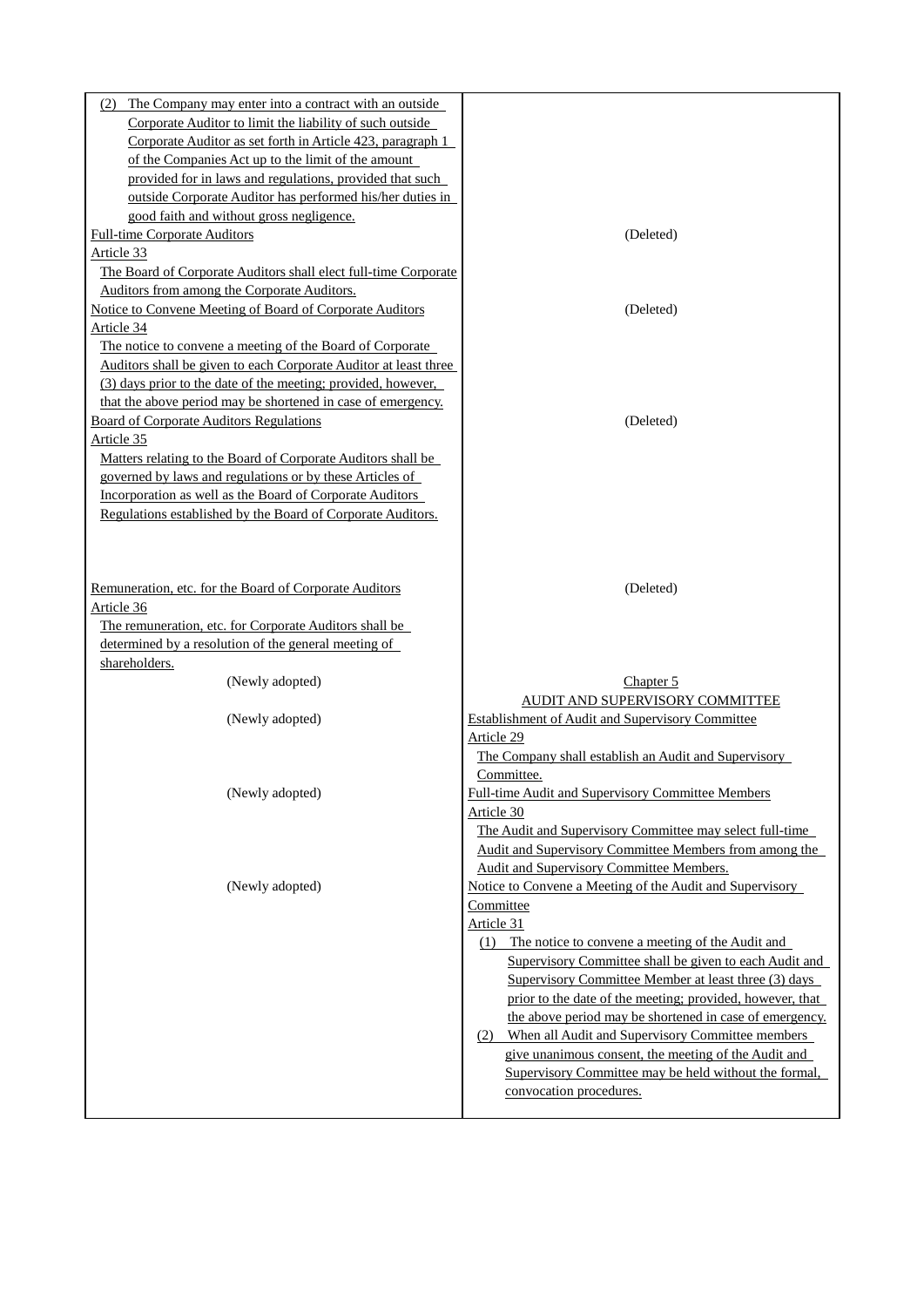| | |
|---|---|
| (2) The Company may enter into a contract with an outside Corporate Auditor to limit the liability of such outside Corporate Auditor as set forth in Article 423, paragraph 1 of the Companies Act up to the limit of the amount provided for in laws and regulations, provided that such outside Corporate Auditor has performed his/her duties in good faith and without gross negligence. | |
| Full-time Corporate Auditors<br>Article 33<br>The Board of Corporate Auditors shall elect full-time Corporate Auditors from among the Corporate Auditors. | (Deleted) |
| Notice to Convene Meeting of Board of Corporate Auditors<br>Article 34<br>The notice to convene a meeting of the Board of Corporate Auditors shall be given to each Corporate Auditor at least three (3) days prior to the date of the meeting; provided, however, that the above period may be shortened in case of emergency. | (Deleted) |
| Board of Corporate Auditors Regulations<br>Article 35<br>Matters relating to the Board of Corporate Auditors shall be governed by laws and regulations or by these Articles of Incorporation as well as the Board of Corporate Auditors Regulations established by the Board of Corporate Auditors. | (Deleted) |
| Remuneration, etc. for the Board of Corporate Auditors<br>Article 36<br>The remuneration, etc. for Corporate Auditors shall be determined by a resolution of the general meeting of shareholders. | (Deleted) |
| (Newly adopted) | Chapter 5<br>AUDIT AND SUPERVISORY COMMITTEE |
| (Newly adopted) | Establishment of Audit and Supervisory Committee<br>Article 29<br>The Company shall establish an Audit and Supervisory Committee. |
| (Newly adopted) | Full-time Audit and Supervisory Committee Members<br>Article 30<br>The Audit and Supervisory Committee may select full-time Audit and Supervisory Committee Members from among the Audit and Supervisory Committee Members. |
| (Newly adopted) | Notice to Convene a Meeting of the Audit and Supervisory Committee<br>Article 31<br>(1) The notice to convene a meeting of the Audit and Supervisory Committee shall be given to each Audit and Supervisory Committee Member at least three (3) days prior to the date of the meeting; provided, however, that the above period may be shortened in case of emergency.<br>(2) When all Audit and Supervisory Committee members give unanimous consent, the meeting of the Audit and Supervisory Committee may be held without the formal, convocation procedures. |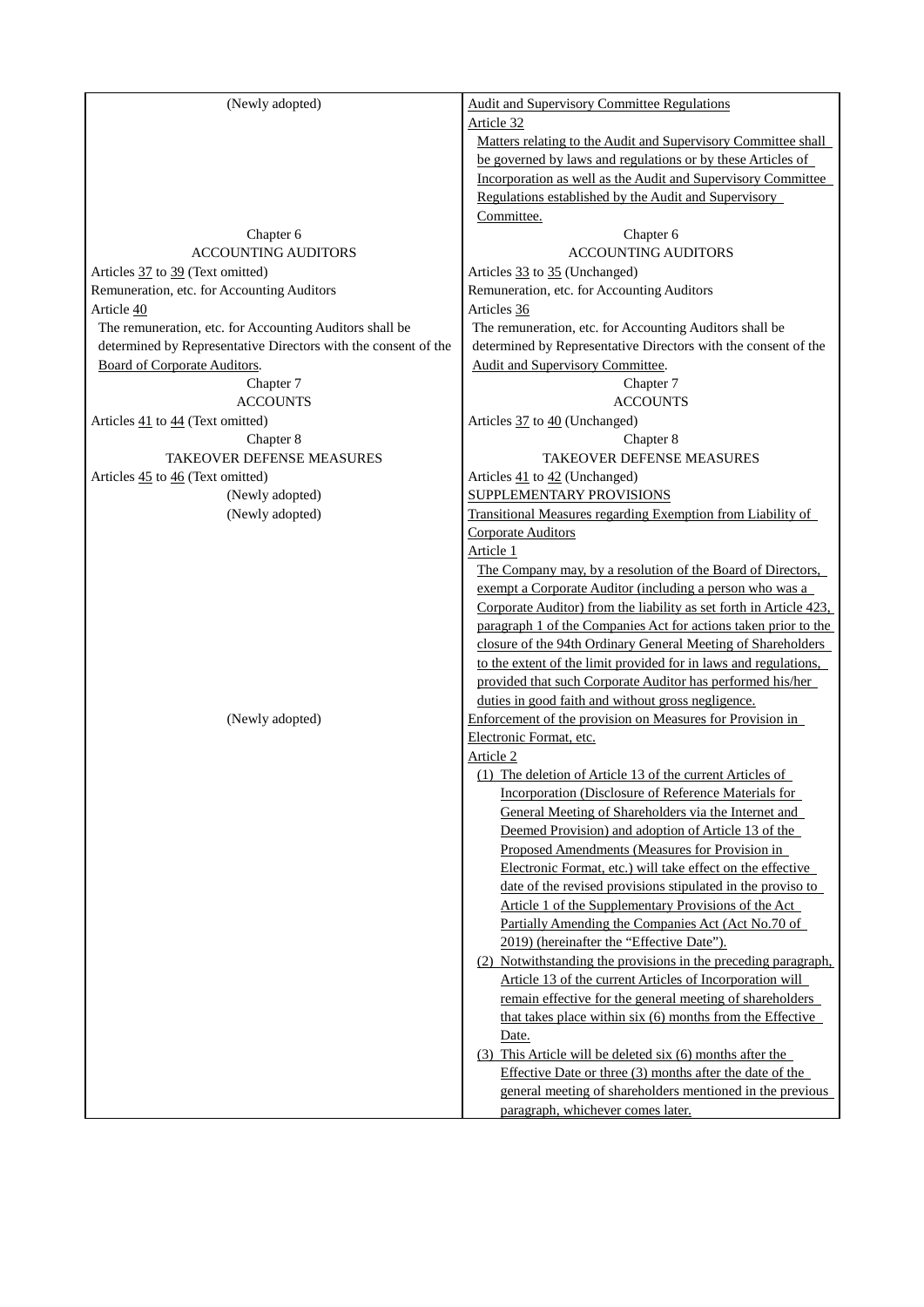| | |
|---|---|
| (Newly adopted) | Audit and Supervisory Committee Regulations<br>Article 32<br>Matters relating to the Audit and Supervisory Committee shall be governed by laws and regulations or by these Articles of Incorporation as well as the Audit and Supervisory Committee Regulations established by the Audit and Supervisory Committee. |
| Chapter 6<br>ACCOUNTING AUDITORS | Chapter 6<br>ACCOUNTING AUDITORS |
| Articles 37 to 39 (Text omitted) | Articles 33 to 35 (Unchanged) |
| Remuneration, etc. for Accounting Auditors<br>Article 40<br>The remuneration, etc. for Accounting Auditors shall be determined by Representative Directors with the consent of the Board of Corporate Auditors. | Remuneration, etc. for Accounting Auditors<br>Articles 36<br>The remuneration, etc. for Accounting Auditors shall be determined by Representative Directors with the consent of the Audit and Supervisory Committee. |
| Chapter 7<br>ACCOUNTS | Chapter 7<br>ACCOUNTS |
| Articles 41 to 44 (Text omitted) | Articles 37 to 40 (Unchanged) |
| Chapter 8<br>TAKEOVER DEFENSE MEASURES | Chapter 8<br>TAKEOVER DEFENSE MEASURES |
| Articles 45 to 46 (Text omitted) | Articles 41 to 42 (Unchanged) |
| (Newly adopted) | SUPPLEMENTARY PROVISIONS |
| (Newly adopted) | Transitional Measures regarding Exemption from Liability of Corporate Auditors<br>Article 1<br>The Company may, by a resolution of the Board of Directors, exempt a Corporate Auditor (including a person who was a Corporate Auditor) from the liability as set forth in Article 423, paragraph 1 of the Companies Act for actions taken prior to the closure of the 94th Ordinary General Meeting of Shareholders to the extent of the limit provided for in laws and regulations, provided that such Corporate Auditor has performed his/her duties in good faith and without gross negligence. |
| (Newly adopted) | Enforcement of the provision on Measures for Provision in Electronic Format, etc.<br>Article 2<br>(1) The deletion of Article 13 of the current Articles of Incorporation (Disclosure of Reference Materials for General Meeting of Shareholders via the Internet and Deemed Provision) and adoption of Article 13 of the Proposed Amendments (Measures for Provision in Electronic Format, etc.) will take effect on the effective date of the revised provisions stipulated in the proviso to Article 1 of the Supplementary Provisions of the Act Partially Amending the Companies Act (Act No.70 of 2019) (hereinafter the "Effective Date").<br>(2) Notwithstanding the provisions in the preceding paragraph, Article 13 of the current Articles of Incorporation will remain effective for the general meeting of shareholders that takes place within six (6) months from the Effective Date.<br>(3) This Article will be deleted six (6) months after the Effective Date or three (3) months after the date of the general meeting of shareholders mentioned in the previous paragraph, whichever comes later. |